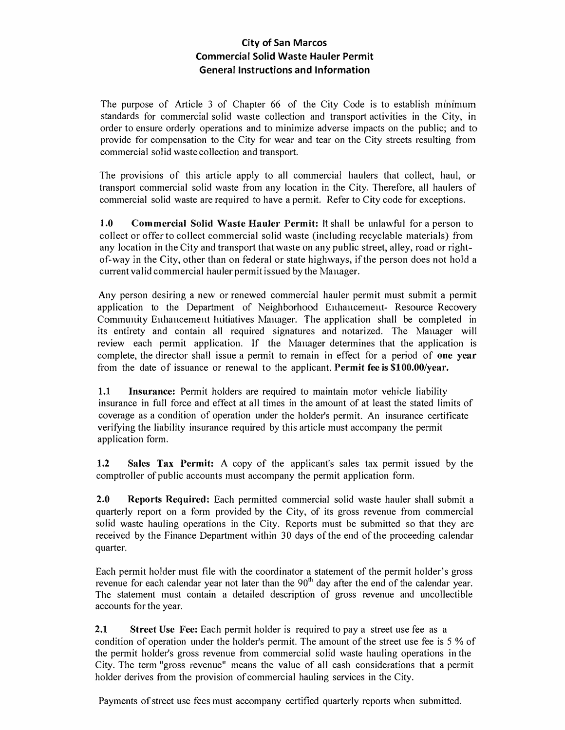# City of San Marcos
# Commercial Solid Waste Hauler Permit
# General Instructions and Information

The purpose of Article 3 of Chapter 66 of the City Code is to establish minimum standards for commercial solid waste collection and transport activities in the City, in order to ensure orderly operations and to minimize adverse impacts on the public; and to provide for compensation to the City for wear and tear on the City streets resulting from commercial solid waste collection and transport.

The provisions of this article apply to all commercial haulers that collect, haul, or transport commercial solid waste from any location in the City. Therefore, all haulers of commercial solid waste are required to have a permit. Refer to City code for exceptions.

**1.0 Commercial Solid Waste Hauler Permit:** It shall be unlawful for a person to collect or offer to collect commercial solid waste (including recyclable materials) from any location in the City and transport that waste on any public street, alley, road or right-of-way in the City, other than on federal or state highways, if the person does not hold a current valid commercial hauler permit issued by the Manager.

Any person desiring a new or renewed commercial hauler permit must submit a permit application to the Department of Neighborhood Enhancement- Resource Recovery Community Enhancement Initiatives Manager. The application shall be completed in its entirety and contain all required signatures and notarized. The Manager will review each permit application. If the Manager determines that the application is complete, the director shall issue a permit to remain in effect for a period of **one year** from the date of issuance or renewal to the applicant. **Permit fee is $100.00/year.**

**1.1 Insurance:** Permit holders are required to maintain motor vehicle liability insurance in full force and effect at all times in the amount of at least the stated limits of coverage as a condition of operation under the holder's permit. An insurance certificate verifying the liability insurance required by this article must accompany the permit application form.

**1.2 Sales Tax Permit:** A copy of the applicant's sales tax permit issued by the comptroller of public accounts must accompany the permit application form.

**2.0 Reports Required:** Each permitted commercial solid waste hauler shall submit a quarterly report on a form provided by the City, of its gross revenue from commercial solid waste hauling operations in the City. Reports must be submitted so that they are received by the Finance Department within 30 days of the end of the proceeding calendar quarter.

Each permit holder must file with the coordinator a statement of the permit holder's gross revenue for each calendar year not later than the 90th day after the end of the calendar year. The statement must contain a detailed description of gross revenue and uncollectible accounts for the year.

**2.1 Street Use Fee:** Each permit holder is required to pay a street use fee as a condition of operation under the holder's permit. The amount of the street use fee is 5 % of the permit holder's gross revenue from commercial solid waste hauling operations in the City. The term "gross revenue" means the value of all cash considerations that a permit holder derives from the provision of commercial hauling services in the City.

Payments of street use fees must accompany certified quarterly reports when submitted.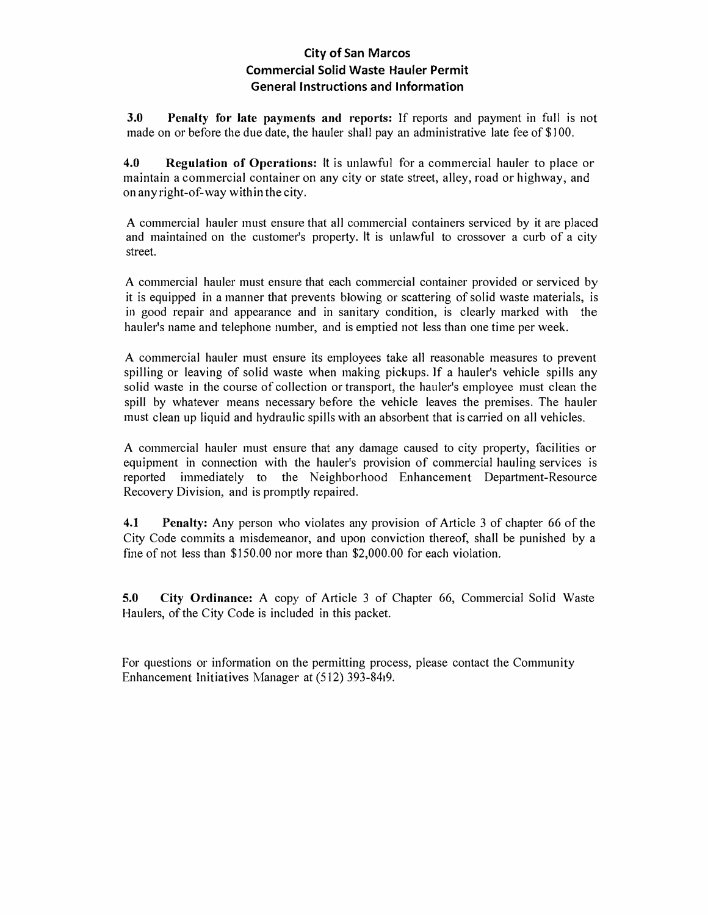**City of San Marcos**
**Commercial Solid Waste Hauler Permit**
**General Instructions and Information**

**3.0 Penalty for late payments and reports:** If reports and payment in full is not made on or before the due date, the hauler shall pay an administrative late fee of $100.

**4.0 Regulation of Operations:** It is unlawful for a commercial hauler to place or maintain a commercial container on any city or state street, alley, road or highway, and on any right-of-way within the city.

A commercial hauler must ensure that all commercial containers serviced by it are placed and maintained on the customer's property. It is unlawful to crossover a curb of a city street.

A commercial hauler must ensure that each commercial container provided or serviced by it is equipped in a manner that prevents blowing or scattering of solid waste materials, is in good repair and appearance and in sanitary condition, is clearly marked with the hauler's name and telephone number, and is emptied not less than one time per week.

A commercial hauler must ensure its employees take all reasonable measures to prevent spilling or leaving of solid waste when making pickups. If a hauler's vehicle spills any solid waste in the course of collection or transport, the hauler's employee must clean the spill by whatever means necessary before the vehicle leaves the premises. The hauler must clean up liquid and hydraulic spills with an absorbent that is carried on all vehicles.

A commercial hauler must ensure that any damage caused to city property, facilities or equipment in connection with the hauler's provision of commercial hauling services is reported immediately to the Neighborhood Enhancement Department-Resource Recovery Division, and is promptly repaired.

**4.1 Penalty:** Any person who violates any provision of Article 3 of chapter 66 of the City Code commits a misdemeanor, and upon conviction thereof, shall be punished by a fine of not less than $150.00 nor more than $2,000.00 for each violation.

**5.0 City Ordinance:** A copy of Article 3 of Chapter 66, Commercial Solid Waste Haulers, of the City Code is included in this packet.

For questions or information on the permitting process, please contact the Community Enhancement Initiatives Manager at (512) 393-8419.